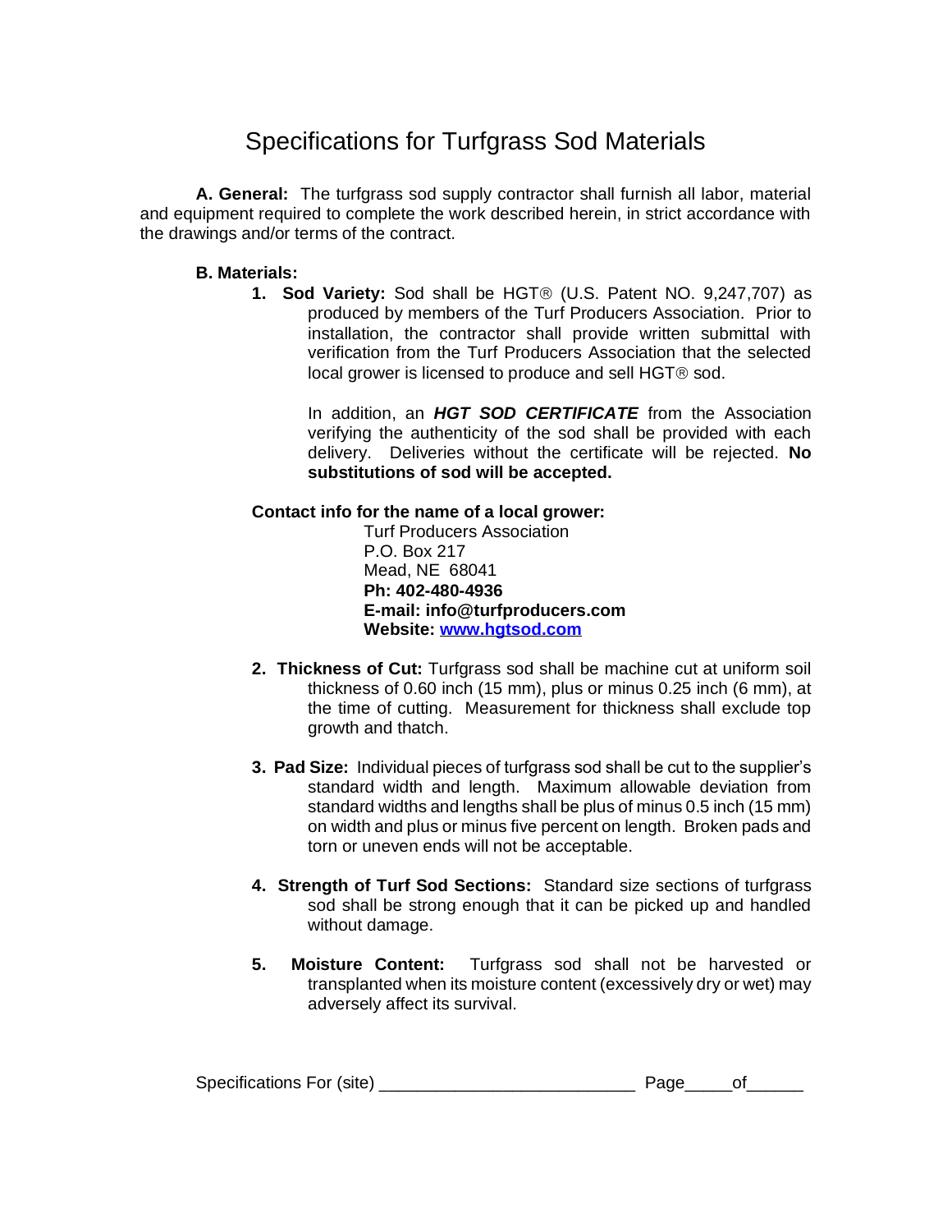# Specifications for Turfgrass Sod Materials

**A. General:** The turfgrass sod supply contractor shall furnish all labor, material and equipment required to complete the work described herein, in strict accordance with the drawings and/or terms of the contract.

**B. Materials:**

1. **Sod Variety:** Sod shall be HGT® (U.S. Patent NO. 9,247,707) as produced by members of the Turf Producers Association. Prior to installation, the contractor shall provide written submittal with verification from the Turf Producers Association that the selected local grower is licensed to produce and sell HGT® sod.

   In addition, an ***HGT SOD CERTIFICATE*** from the Association verifying the authenticity of the sod shall be provided with each delivery. Deliveries without the certificate will be rejected. **No substitutions of sod will be accepted.**

**Contact info for the name of a local grower:**

Turf Producers Association
P.O. Box 217
Mead, NE 68041
**Ph: 402-480-4936**
**E-mail: info@turfproducers.com**
**Website: [www.hgtsod.com](www.hgtsod.com)**

2. **Thickness of Cut:** Turfgrass sod shall be machine cut at uniform soil thickness of 0.60 inch (15 mm), plus or minus 0.25 inch (6 mm), at the time of cutting. Measurement for thickness shall exclude top growth and thatch.

3. **Pad Size:** Individual pieces of turfgrass sod shall be cut to the supplier's standard width and length. Maximum allowable deviation from standard widths and lengths shall be plus of minus 0.5 inch (15 mm) on width and plus or minus five percent on length. Broken pads and torn or uneven ends will not be acceptable.

4. **Strength of Turf Sod Sections:** Standard size sections of turfgrass sod shall be strong enough that it can be picked up and handled without damage.

5. **Moisture Content:** Turfgrass sod shall not be harvested or transplanted when its moisture content (excessively dry or wet) may adversely affect its survival.

Specifications For (site) __________________________ Page_____of______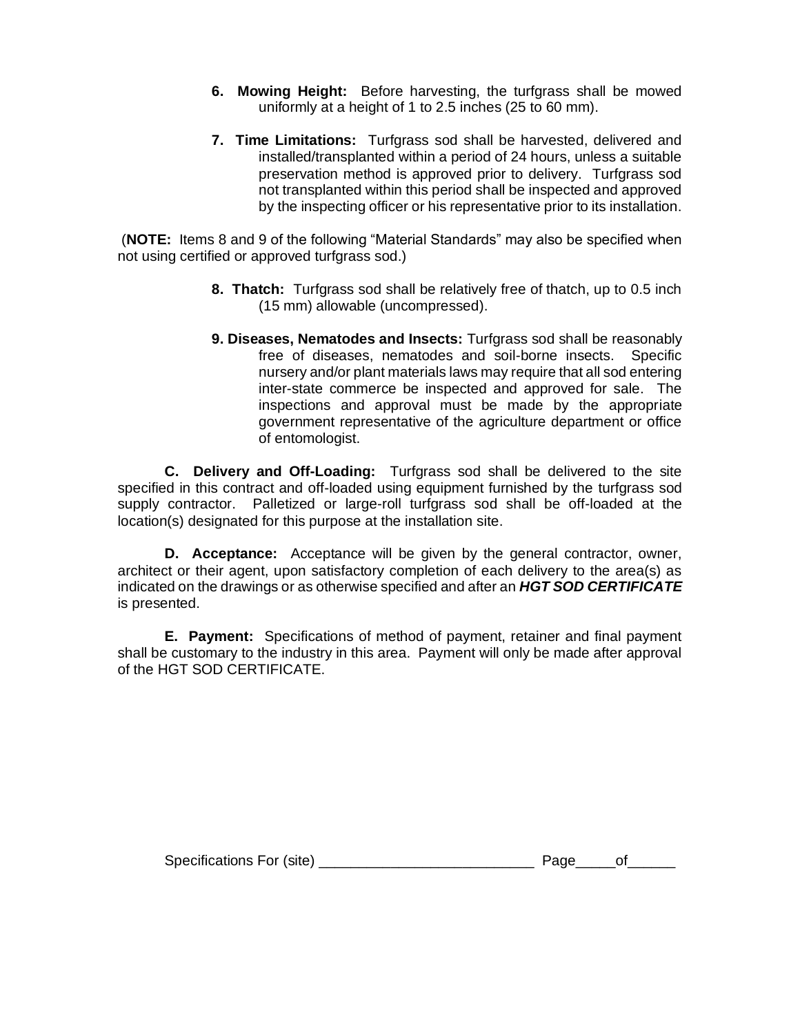6. **Mowing Height:** Before harvesting, the turfgrass shall be mowed uniformly at a height of 1 to 2.5 inches (25 to 60 mm).

7. **Time Limitations:** Turfgrass sod shall be harvested, delivered and installed/transplanted within a period of 24 hours, unless a suitable preservation method is approved prior to delivery. Turfgrass sod not transplanted within this period shall be inspected and approved by the inspecting officer or his representative prior to its installation.

(**NOTE:** Items 8 and 9 of the following "Material Standards" may also be specified when not using certified or approved turfgrass sod.)

8. **Thatch:** Turfgrass sod shall be relatively free of thatch, up to 0.5 inch (15 mm) allowable (uncompressed).

9. **Diseases, Nematodes and Insects:** Turfgrass sod shall be reasonably free of diseases, nematodes and soil-borne insects. Specific nursery and/or plant materials laws may require that all sod entering inter-state commerce be inspected and approved for sale. The inspections and approval must be made by the appropriate government representative of the agriculture department or office of entomologist.

**C. Delivery and Off-Loading:** Turfgrass sod shall be delivered to the site specified in this contract and off-loaded using equipment furnished by the turfgrass sod supply contractor. Palletized or large-roll turfgrass sod shall be off-loaded at the location(s) designated for this purpose at the installation site.

**D. Acceptance:** Acceptance will be given by the general contractor, owner, architect or their agent, upon satisfactory completion of each delivery to the area(s) as indicated on the drawings or as otherwise specified and after an ***HGT SOD CERTIFICATE*** is presented.

**E. Payment:** Specifications of method of payment, retainer and final payment shall be customary to the industry in this area. Payment will only be made after approval of the HGT SOD CERTIFICATE.

Specifications For (site) ___________________________ Page_____of______